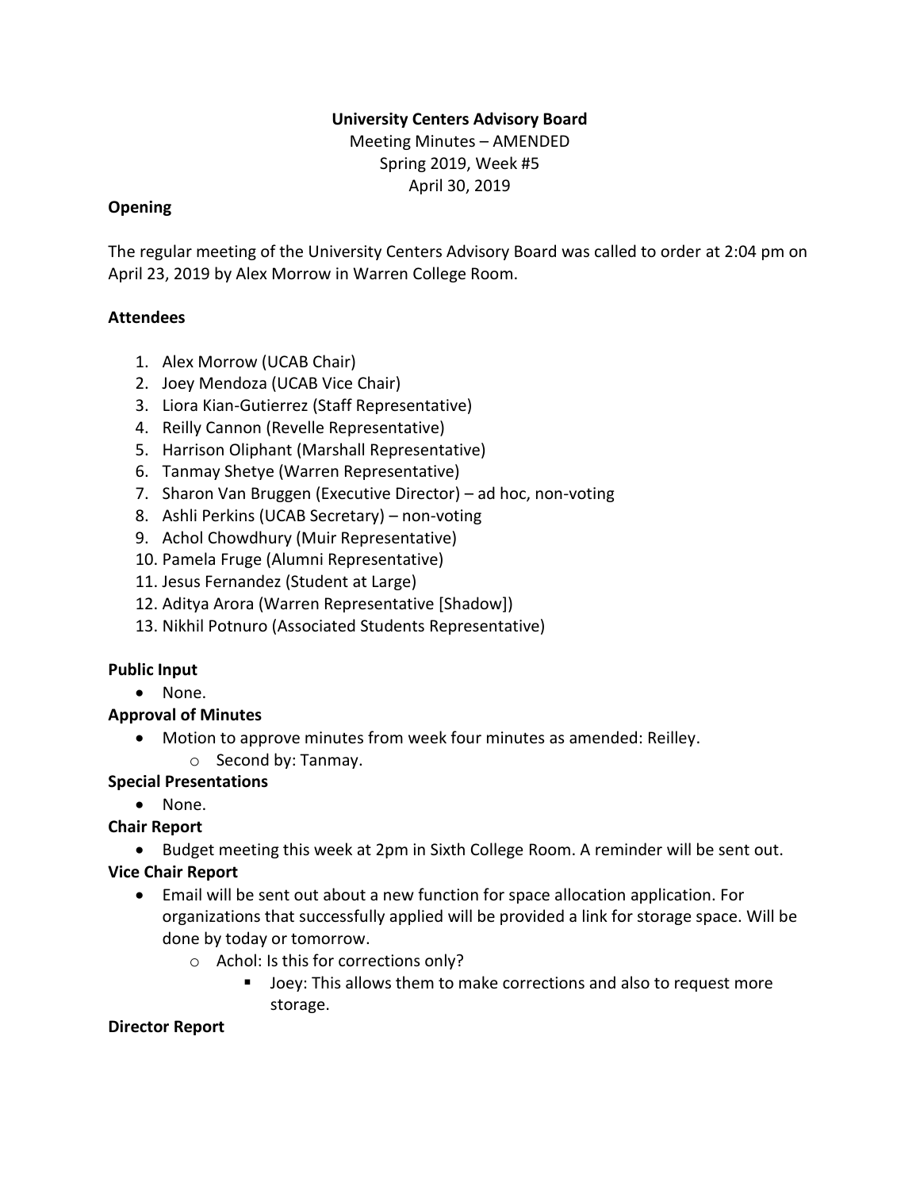**University Centers Advisory Board**

Meeting Minutes – AMENDED

Spring 2019, Week #5

April 30, 2019

**Opening**

The regular meeting of the University Centers Advisory Board was called to order at 2:04 pm on April 23, 2019 by Alex Morrow in Warren College Room.

**Attendees**

1. Alex Morrow (UCAB Chair)
2. Joey Mendoza (UCAB Vice Chair)
3. Liora Kian-Gutierrez (Staff Representative)
4. Reilly Cannon (Revelle Representative)
5. Harrison Oliphant (Marshall Representative)
6. Tanmay Shetye (Warren Representative)
7. Sharon Van Bruggen (Executive Director) – ad hoc, non-voting
8. Ashli Perkins (UCAB Secretary) – non-voting
9. Achol Chowdhury (Muir Representative)
10. Pamela Fruge (Alumni Representative)
11. Jesus Fernandez (Student at Large)
12. Aditya Arora (Warren Representative [Shadow])
13. Nikhil Potnuro (Associated Students Representative)

**Public Input**

- None.

**Approval of Minutes**

- Motion to approve minutes from week four minutes as amended: Reilley.
  - Second by: Tanmay.

**Special Presentations**

- None.

**Chair Report**

- Budget meeting this week at 2pm in Sixth College Room. A reminder will be sent out.

**Vice Chair Report**

- Email will be sent out about a new function for space allocation application. For organizations that successfully applied will be provided a link for storage space. Will be done by today or tomorrow.
  - Achol: Is this for corrections only?
    - Joey: This allows them to make corrections and also to request more storage.

**Director Report**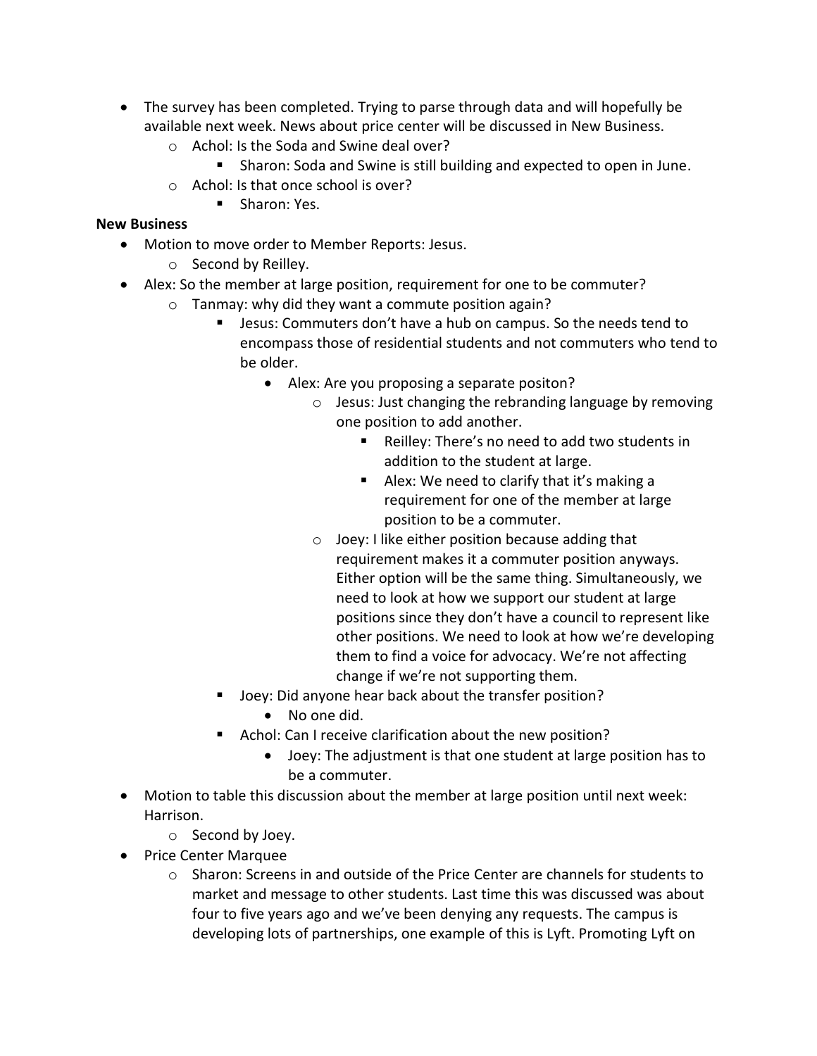- The survey has been completed. Trying to parse through data and will hopefully be available next week. News about price center will be discussed in New Business.
  - Achol: Is the Soda and Swine deal over?
    - Sharon: Soda and Swine is still building and expected to open in June.
  - Achol: Is that once school is over?
    - Sharon: Yes.

**New Business**

- Motion to move order to Member Reports: Jesus.
  - Second by Reilley.
- Alex: So the member at large position, requirement for one to be commuter?
  - Tanmay: why did they want a commute position again?
    - Jesus: Commuters don't have a hub on campus. So the needs tend to encompass those of residential students and not commuters who tend to be older.
      - Alex: Are you proposing a separate positon?
        - Jesus: Just changing the rebranding language by removing one position to add another.
          - Reilley: There's no need to add two students in addition to the student at large.
          - Alex: We need to clarify that it's making a requirement for one of the member at large position to be a commuter.
        - Joey: I like either position because adding that requirement makes it a commuter position anyways. Either option will be the same thing. Simultaneously, we need to look at how we support our student at large positions since they don't have a council to represent like other positions. We need to look at how we're developing them to find a voice for advocacy. We're not affecting change if we're not supporting them.
    - Joey: Did anyone hear back about the transfer position?
      - No one did.
    - Achol: Can I receive clarification about the new position?
      - Joey: The adjustment is that one student at large position has to be a commuter.
- Motion to table this discussion about the member at large position until next week: Harrison.
  - Second by Joey.
- Price Center Marquee
  - Sharon: Screens in and outside of the Price Center are channels for students to market and message to other students. Last time this was discussed was about four to five years ago and we've been denying any requests. The campus is developing lots of partnerships, one example of this is Lyft. Promoting Lyft on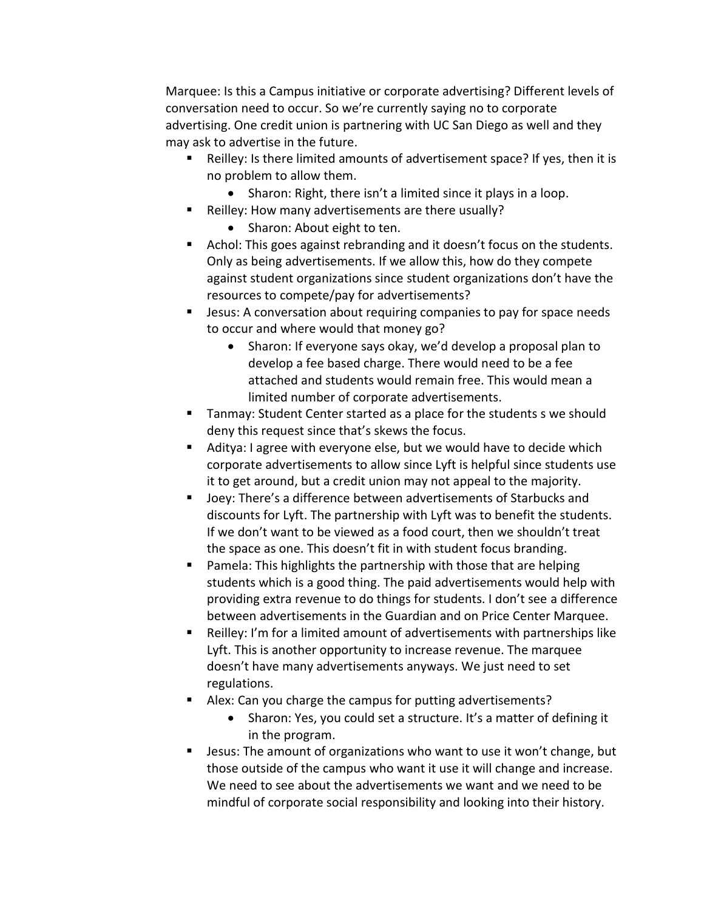Marquee: Is this a Campus initiative or corporate advertising? Different levels of conversation need to occur. So we're currently saying no to corporate advertising. One credit union is partnering with UC San Diego as well and they may ask to advertise in the future.

- Reilley: Is there limited amounts of advertisement space? If yes, then it is no problem to allow them.
  - Sharon: Right, there isn't a limited since it plays in a loop.
- Reilley: How many advertisements are there usually?
  - Sharon: About eight to ten.
- Achol: This goes against rebranding and it doesn't focus on the students. Only as being advertisements. If we allow this, how do they compete against student organizations since student organizations don't have the resources to compete/pay for advertisements?
- Jesus: A conversation about requiring companies to pay for space needs to occur and where would that money go?
  - Sharon: If everyone says okay, we'd develop a proposal plan to develop a fee based charge. There would need to be a fee attached and students would remain free. This would mean a limited number of corporate advertisements.
- Tanmay: Student Center started as a place for the students s we should deny this request since that's skews the focus.
- Aditya: I agree with everyone else, but we would have to decide which corporate advertisements to allow since Lyft is helpful since students use it to get around, but a credit union may not appeal to the majority.
- Joey: There's a difference between advertisements of Starbucks and discounts for Lyft. The partnership with Lyft was to benefit the students. If we don't want to be viewed as a food court, then we shouldn't treat the space as one. This doesn't fit in with student focus branding.
- Pamela: This highlights the partnership with those that are helping students which is a good thing. The paid advertisements would help with providing extra revenue to do things for students. I don't see a difference between advertisements in the Guardian and on Price Center Marquee.
- Reilley: I'm for a limited amount of advertisements with partnerships like Lyft. This is another opportunity to increase revenue. The marquee doesn't have many advertisements anyways. We just need to set regulations.
- Alex: Can you charge the campus for putting advertisements?
  - Sharon: Yes, you could set a structure. It's a matter of defining it in the program.
- Jesus: The amount of organizations who want to use it won't change, but those outside of the campus who want it use it will change and increase. We need to see about the advertisements we want and we need to be mindful of corporate social responsibility and looking into their history.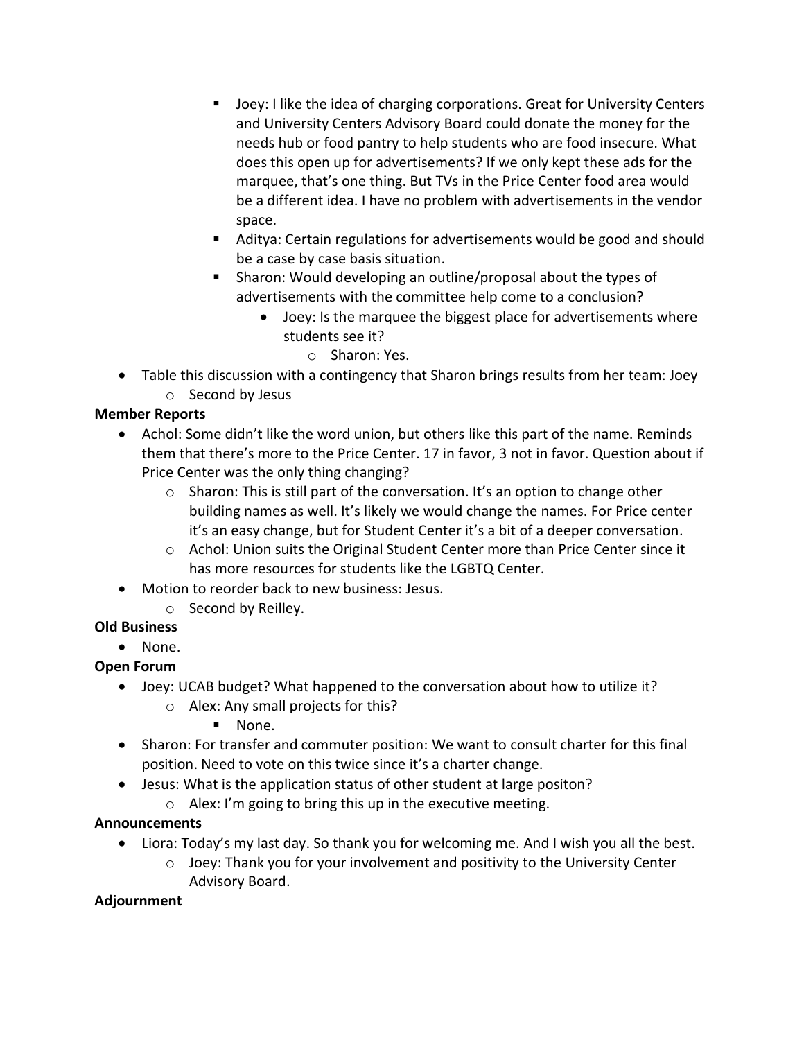- Joey: I like the idea of charging corporations. Great for University Centers and University Centers Advisory Board could donate the money for the needs hub or food pantry to help students who are food insecure. What does this open up for advertisements? If we only kept these ads for the marquee, that's one thing. But TVs in the Price Center food area would be a different idea. I have no problem with advertisements in the vendor space.
      - Aditya: Certain regulations for advertisements would be good and should be a case by case basis situation.
      - Sharon: Would developing an outline/proposal about the types of advertisements with the committee help come to a conclusion?
        - Joey: Is the marquee the biggest place for advertisements where students see it?
          - Sharon: Yes.
- Table this discussion with a contingency that Sharon brings results from her team: Joey
  - Second by Jesus

**Member Reports**

- Achol: Some didn't like the word union, but others like this part of the name. Reminds them that there's more to the Price Center. 17 in favor, 3 not in favor. Question about if Price Center was the only thing changing?
  - Sharon: This is still part of the conversation. It's an option to change other building names as well. It's likely we would change the names. For Price center it's an easy change, but for Student Center it's a bit of a deeper conversation.
  - Achol: Union suits the Original Student Center more than Price Center since it has more resources for students like the LGBTQ Center.
- Motion to reorder back to new business: Jesus.
  - Second by Reilley.

**Old Business**

- None.

**Open Forum**

- Joey: UCAB budget? What happened to the conversation about how to utilize it?
  - Alex: Any small projects for this?
    - None.
- Sharon: For transfer and commuter position: We want to consult charter for this final position. Need to vote on this twice since it's a charter change.
- Jesus: What is the application status of other student at large positon?
  - Alex: I'm going to bring this up in the executive meeting.

**Announcements**

- Liora: Today's my last day. So thank you for welcoming me. And I wish you all the best.
  - Joey: Thank you for your involvement and positivity to the University Center Advisory Board.

**Adjournment**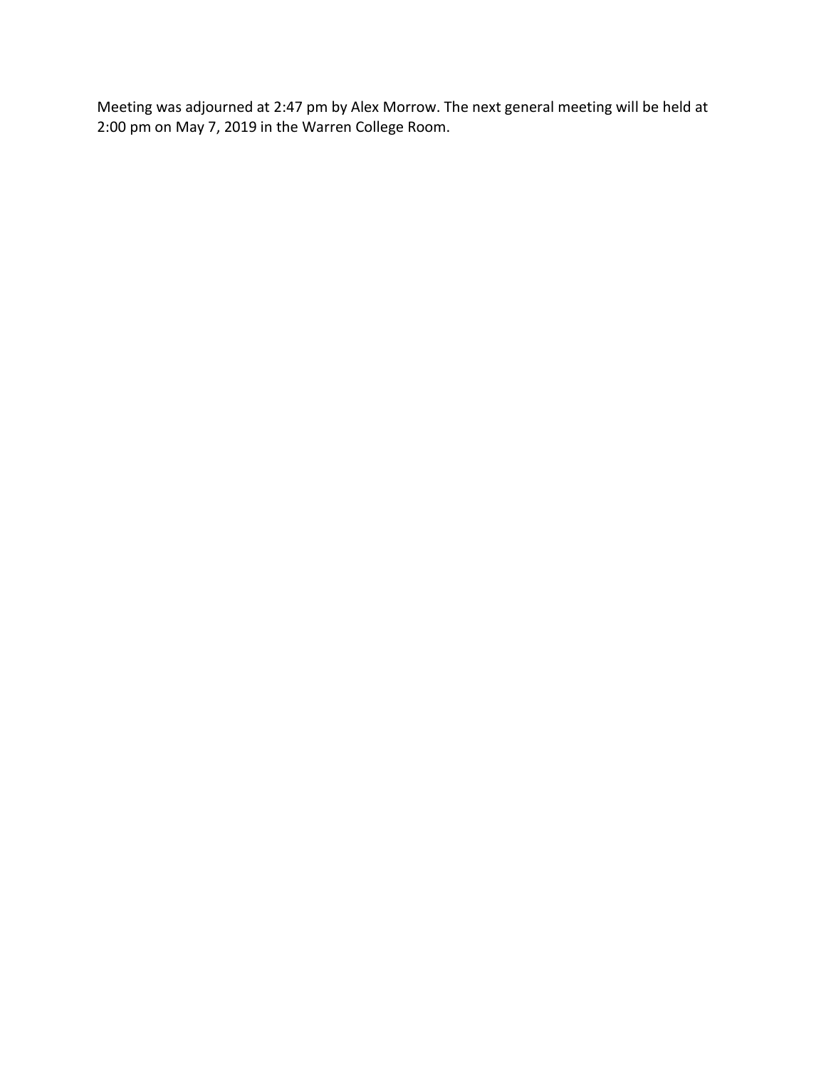Meeting was adjourned at 2:47 pm by Alex Morrow. The next general meeting will be held at 2:00 pm on May 7, 2019 in the Warren College Room.